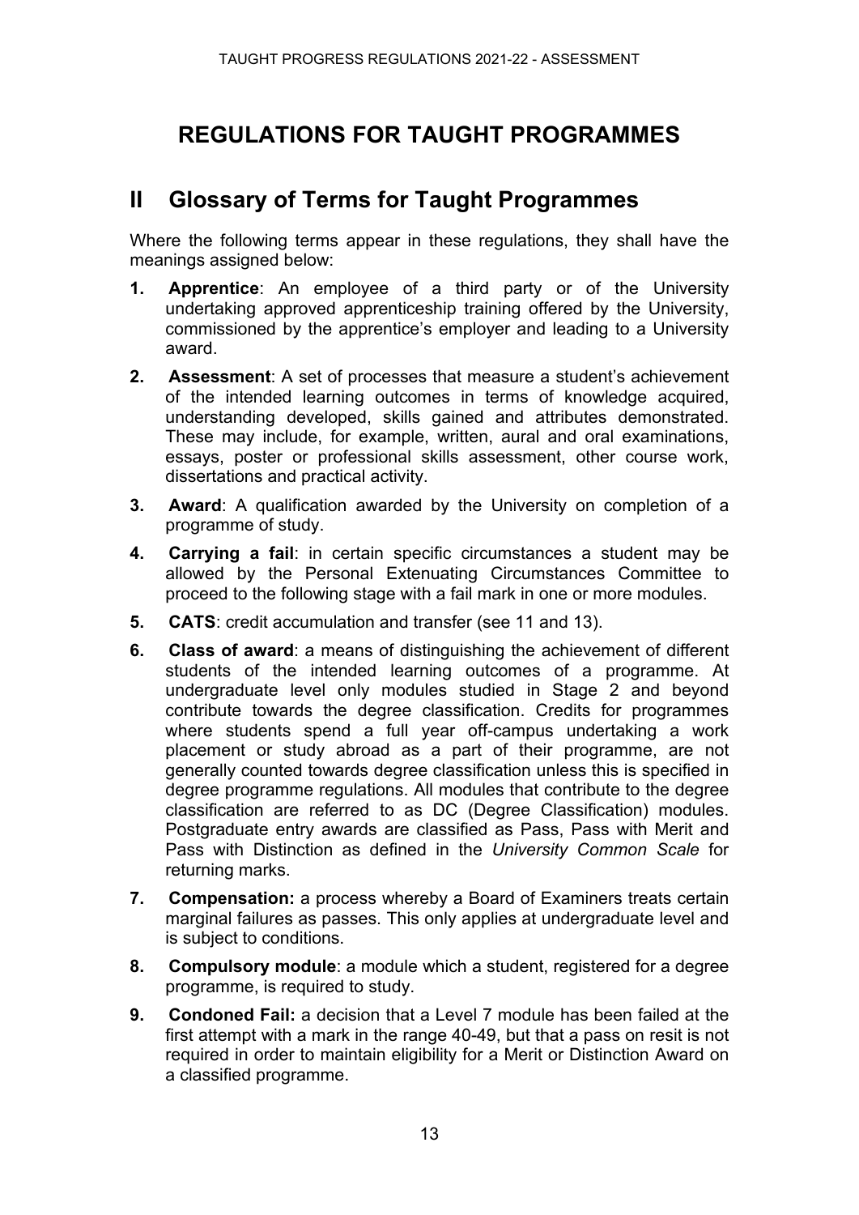# REGULATIONS FOR TAUGHT PROGRAMMES

## II Glossary of Terms for Taught Programmes

Where the following terms appear in these regulations, they shall have the meanings assigned below:

1. **Apprentice**: An employee of a third party or of the University undertaking approved apprenticeship training offered by the University, commissioned by the apprentice's employer and leading to a University award.
2. **Assessment**: A set of processes that measure a student's achievement of the intended learning outcomes in terms of knowledge acquired, understanding developed, skills gained and attributes demonstrated. These may include, for example, written, aural and oral examinations, essays, poster or professional skills assessment, other course work, dissertations and practical activity.
3. **Award**: A qualification awarded by the University on completion of a programme of study.
4. **Carrying a fail**: in certain specific circumstances a student may be allowed by the Personal Extenuating Circumstances Committee to proceed to the following stage with a fail mark in one or more modules.
5. **CATS**: credit accumulation and transfer (see 11 and 13).
6. **Class of award**: a means of distinguishing the achievement of different students of the intended learning outcomes of a programme. At undergraduate level only modules studied in Stage 2 and beyond contribute towards the degree classification. Credits for programmes where students spend a full year off-campus undertaking a work placement or study abroad as a part of their programme, are not generally counted towards degree classification unless this is specified in degree programme regulations. All modules that contribute to the degree classification are referred to as DC (Degree Classification) modules. Postgraduate entry awards are classified as Pass, Pass with Merit and Pass with Distinction as defined in the *University Common Scale* for returning marks.
7. **Compensation:** a process whereby a Board of Examiners treats certain marginal failures as passes. This only applies at undergraduate level and is subject to conditions.
8. **Compulsory module**: a module which a student, registered for a degree programme, is required to study.
9. **Condoned Fail:** a decision that a Level 7 module has been failed at the first attempt with a mark in the range 40-49, but that a pass on resit is not required in order to maintain eligibility for a Merit or Distinction Award on a classified programme.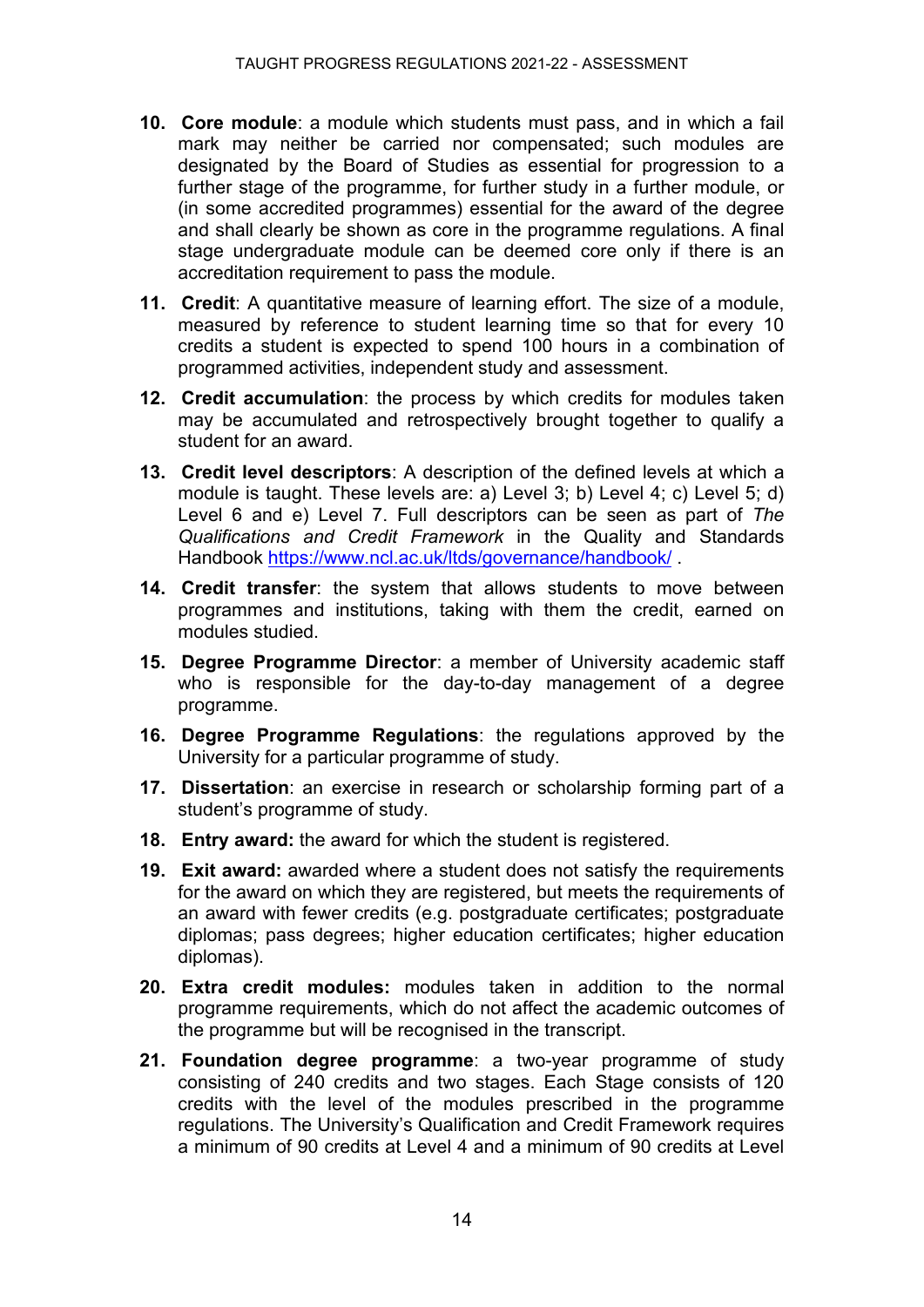10. **Core module**: a module which students must pass, and in which a fail mark may neither be carried nor compensated; such modules are designated by the Board of Studies as essential for progression to a further stage of the programme, for further study in a further module, or (in some accredited programmes) essential for the award of the degree and shall clearly be shown as core in the programme regulations. A final stage undergraduate module can be deemed core only if there is an accreditation requirement to pass the module.

11. **Credit**: A quantitative measure of learning effort. The size of a module, measured by reference to student learning time so that for every 10 credits a student is expected to spend 100 hours in a combination of programmed activities, independent study and assessment.

12. **Credit accumulation**: the process by which credits for modules taken may be accumulated and retrospectively brought together to qualify a student for an award.

13. **Credit level descriptors**: A description of the defined levels at which a module is taught. These levels are: a) Level 3; b) Level 4; c) Level 5; d) Level 6 and e) Level 7. Full descriptors can be seen as part of *The Qualifications and Credit Framework* in the Quality and Standards Handbook https://www.ncl.ac.uk/ltds/governance/handbook/ .

14. **Credit transfer**: the system that allows students to move between programmes and institutions, taking with them the credit, earned on modules studied.

15. **Degree Programme Director**: a member of University academic staff who is responsible for the day-to-day management of a degree programme.

16. **Degree Programme Regulations**: the regulations approved by the University for a particular programme of study.

17. **Dissertation**: an exercise in research or scholarship forming part of a student's programme of study.

18. **Entry award:** the award for which the student is registered.

19. **Exit award:** awarded where a student does not satisfy the requirements for the award on which they are registered, but meets the requirements of an award with fewer credits (e.g. postgraduate certificates; postgraduate diplomas; pass degrees; higher education certificates; higher education diplomas).

20. **Extra credit modules:** modules taken in addition to the normal programme requirements, which do not affect the academic outcomes of the programme but will be recognised in the transcript.

21. **Foundation degree programme**: a two-year programme of study consisting of 240 credits and two stages. Each Stage consists of 120 credits with the level of the modules prescribed in the programme regulations. The University's Qualification and Credit Framework requires a minimum of 90 credits at Level 4 and a minimum of 90 credits at Level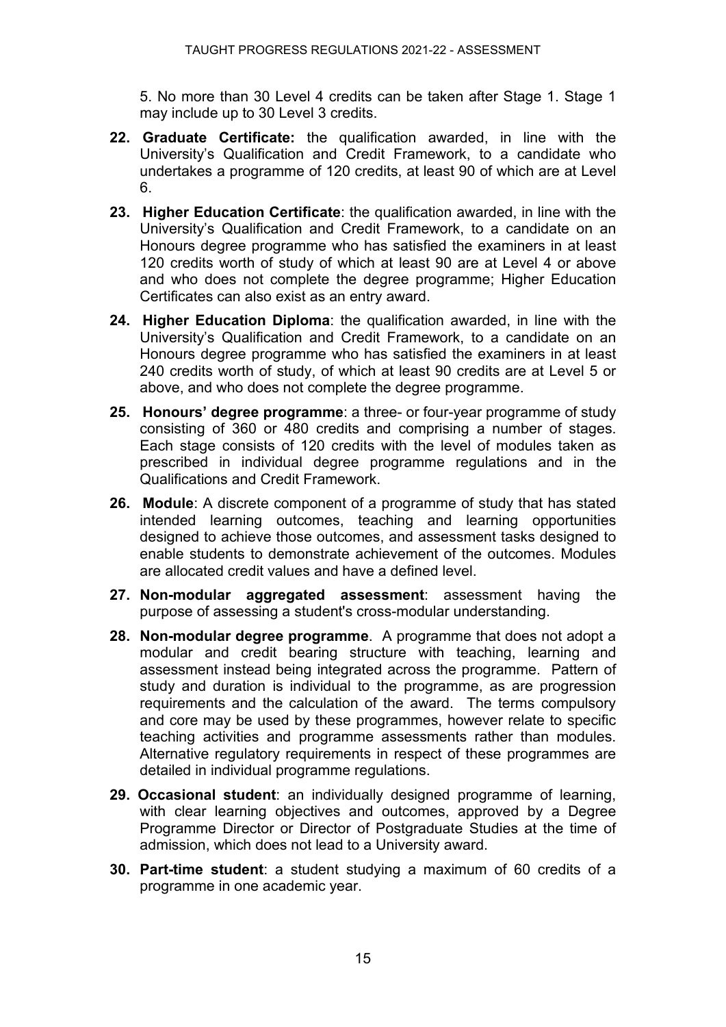5. No more than 30 Level 4 credits can be taken after Stage 1. Stage 1 may include up to 30 Level 3 credits.

22. **Graduate Certificate:** the qualification awarded, in line with the University's Qualification and Credit Framework, to a candidate who undertakes a programme of 120 credits, at least 90 of which are at Level 6.

23. **Higher Education Certificate**: the qualification awarded, in line with the University's Qualification and Credit Framework, to a candidate on an Honours degree programme who has satisfied the examiners in at least 120 credits worth of study of which at least 90 are at Level 4 or above and who does not complete the degree programme; Higher Education Certificates can also exist as an entry award.

24. **Higher Education Diploma**: the qualification awarded, in line with the University's Qualification and Credit Framework, to a candidate on an Honours degree programme who has satisfied the examiners in at least 240 credits worth of study, of which at least 90 credits are at Level 5 or above, and who does not complete the degree programme.

25. **Honours' degree programme**: a three- or four-year programme of study consisting of 360 or 480 credits and comprising a number of stages. Each stage consists of 120 credits with the level of modules taken as prescribed in individual degree programme regulations and in the Qualifications and Credit Framework.

26. **Module**: A discrete component of a programme of study that has stated intended learning outcomes, teaching and learning opportunities designed to achieve those outcomes, and assessment tasks designed to enable students to demonstrate achievement of the outcomes. Modules are allocated credit values and have a defined level.

27. **Non-modular aggregated assessment**: assessment having the purpose of assessing a student's cross-modular understanding.

28. **Non-modular degree programme**. A programme that does not adopt a modular and credit bearing structure with teaching, learning and assessment instead being integrated across the programme. Pattern of study and duration is individual to the programme, as are progression requirements and the calculation of the award. The terms compulsory and core may be used by these programmes, however relate to specific teaching activities and programme assessments rather than modules. Alternative regulatory requirements in respect of these programmes are detailed in individual programme regulations.

29. **Occasional student**: an individually designed programme of learning, with clear learning objectives and outcomes, approved by a Degree Programme Director or Director of Postgraduate Studies at the time of admission, which does not lead to a University award.

30. **Part-time student**: a student studying a maximum of 60 credits of a programme in one academic year.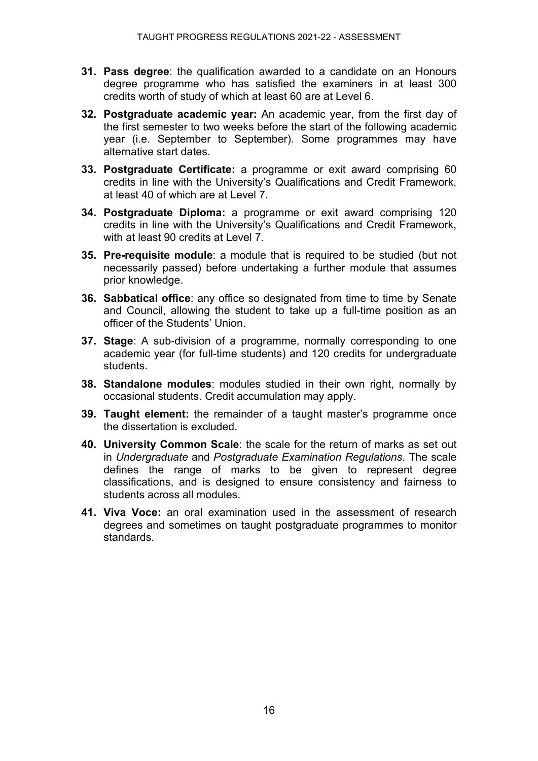31. **Pass degree**: the qualification awarded to a candidate on an Honours degree programme who has satisfied the examiners in at least 300 credits worth of study of which at least 60 are at Level 6.

32. **Postgraduate academic year:** An academic year, from the first day of the first semester to two weeks before the start of the following academic year (i.e. September to September). Some programmes may have alternative start dates.

33. **Postgraduate Certificate:** a programme or exit award comprising 60 credits in line with the University's Qualifications and Credit Framework, at least 40 of which are at Level 7.

34. **Postgraduate Diploma:** a programme or exit award comprising 120 credits in line with the University's Qualifications and Credit Framework, with at least 90 credits at Level 7.

35. **Pre-requisite module**: a module that is required to be studied (but not necessarily passed) before undertaking a further module that assumes prior knowledge.

36. **Sabbatical office**: any office so designated from time to time by Senate and Council, allowing the student to take up a full-time position as an officer of the Students' Union.

37. **Stage**: A sub-division of a programme, normally corresponding to one academic year (for full-time students) and 120 credits for undergraduate students.

38. **Standalone modules**: modules studied in their own right, normally by occasional students. Credit accumulation may apply.

39. **Taught element:** the remainder of a taught master's programme once the dissertation is excluded.

40. **University Common Scale**: the scale for the return of marks as set out in *Undergraduate* and *Postgraduate Examination Regulations*. The scale defines the range of marks to be given to represent degree classifications, and is designed to ensure consistency and fairness to students across all modules.

41. **Viva Voce:** an oral examination used in the assessment of research degrees and sometimes on taught postgraduate programmes to monitor standards.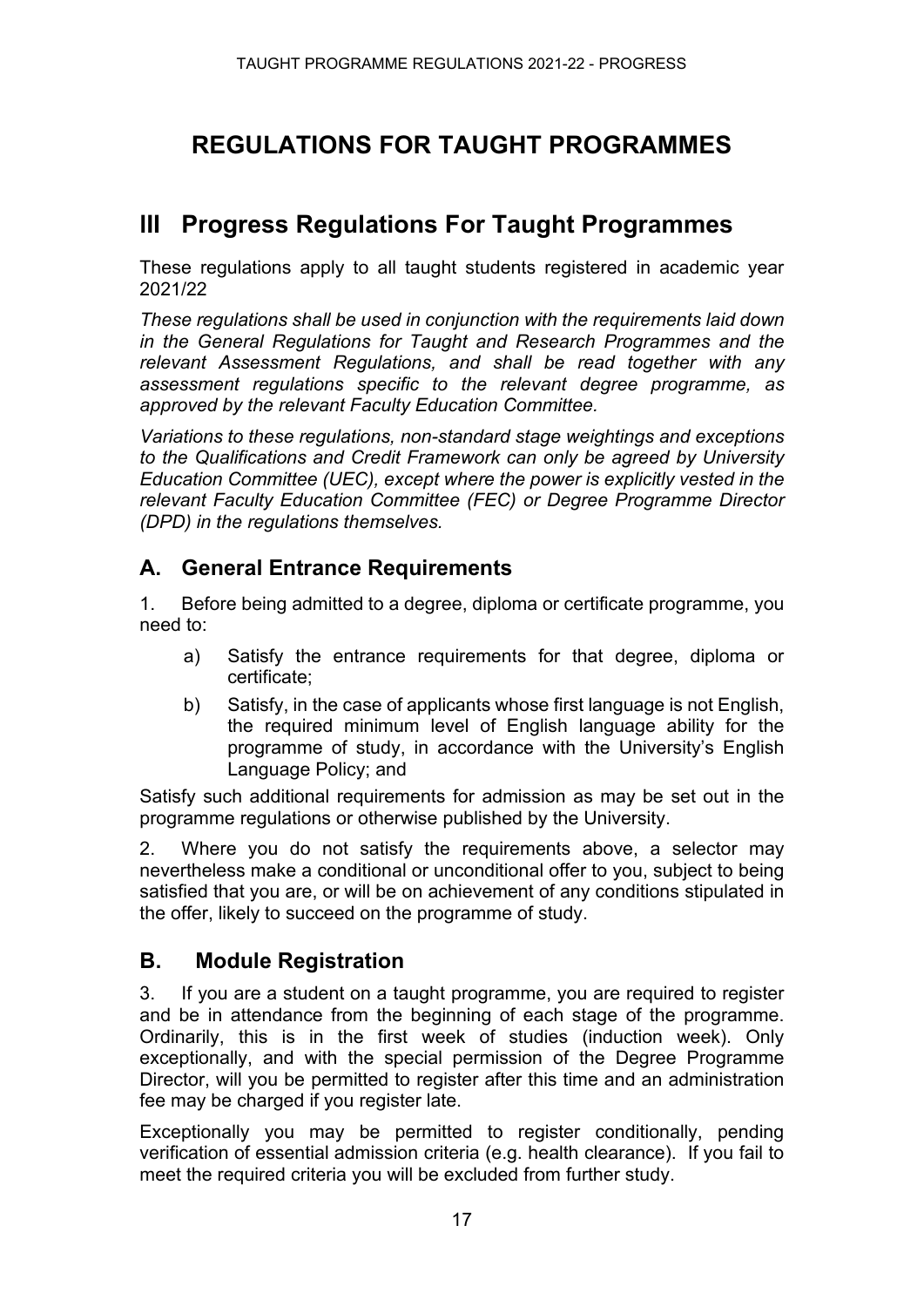# REGULATIONS FOR TAUGHT PROGRAMMES

## III Progress Regulations For Taught Programmes

These regulations apply to all taught students registered in academic year 2021/22

*These regulations shall be used in conjunction with the requirements laid down in the General Regulations for Taught and Research Programmes and the relevant Assessment Regulations, and shall be read together with any assessment regulations specific to the relevant degree programme, as approved by the relevant Faculty Education Committee.*

*Variations to these regulations, non-standard stage weightings and exceptions to the Qualifications and Credit Framework can only be agreed by University Education Committee (UEC), except where the power is explicitly vested in the relevant Faculty Education Committee (FEC) or Degree Programme Director (DPD) in the regulations themselves.*

### A. General Entrance Requirements

1. Before being admitted to a degree, diploma or certificate programme, you need to:

   a) Satisfy the entrance requirements for that degree, diploma or certificate;

   b) Satisfy, in the case of applicants whose first language is not English, the required minimum level of English language ability for the programme of study, in accordance with the University's English Language Policy; and

Satisfy such additional requirements for admission as may be set out in the programme regulations or otherwise published by the University.

2. Where you do not satisfy the requirements above, a selector may nevertheless make a conditional or unconditional offer to you, subject to being satisfied that you are, or will be on achievement of any conditions stipulated in the offer, likely to succeed on the programme of study.

### B. Module Registration

3. If you are a student on a taught programme, you are required to register and be in attendance from the beginning of each stage of the programme. Ordinarily, this is in the first week of studies (induction week). Only exceptionally, and with the special permission of the Degree Programme Director, will you be permitted to register after this time and an administration fee may be charged if you register late.

Exceptionally you may be permitted to register conditionally, pending verification of essential admission criteria (e.g. health clearance). If you fail to meet the required criteria you will be excluded from further study.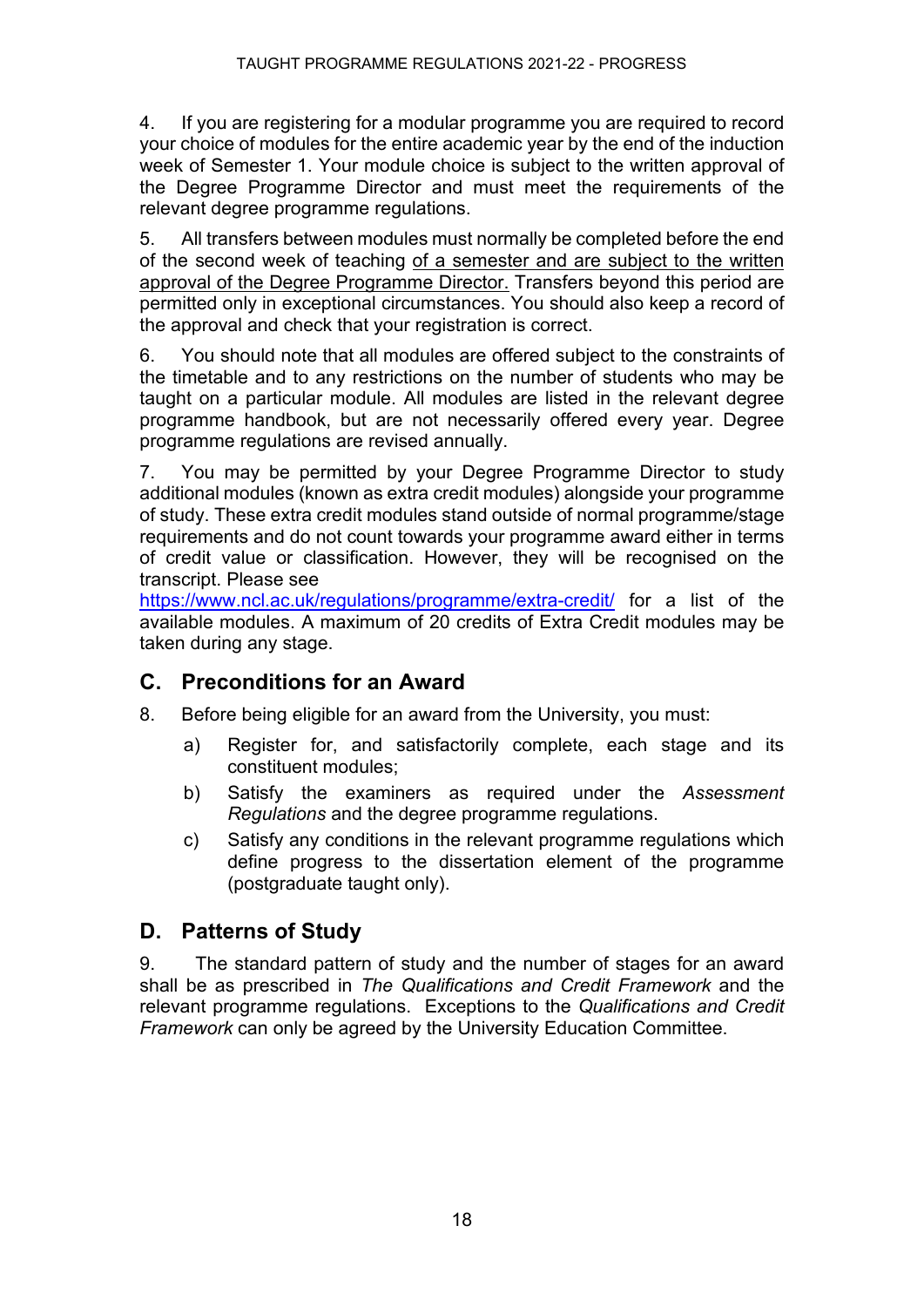4. If you are registering for a modular programme you are required to record your choice of modules for the entire academic year by the end of the induction week of Semester 1. Your module choice is subject to the written approval of the Degree Programme Director and must meet the requirements of the relevant degree programme regulations.

5. All transfers between modules must normally be completed before the end of the second week of teaching <u>of a semester and are subject to the written approval of the Degree Programme Director.</u> Transfers beyond this period are permitted only in exceptional circumstances. You should also keep a record of the approval and check that your registration is correct.

6. You should note that all modules are offered subject to the constraints of the timetable and to any restrictions on the number of students who may be taught on a particular module. All modules are listed in the relevant degree programme handbook, but are not necessarily offered every year. Degree programme regulations are revised annually.

7. You may be permitted by your Degree Programme Director to study additional modules (known as extra credit modules) alongside your programme of study. These extra credit modules stand outside of normal programme/stage requirements and do not count towards your programme award either in terms of credit value or classification. However, they will be recognised on the transcript. Please see https://www.ncl.ac.uk/regulations/programme/extra-credit/ for a list of the available modules. A maximum of 20 credits of Extra Credit modules may be taken during any stage.

## C. Preconditions for an Award

8. Before being eligible for an award from the University, you must:

   a) Register for, and satisfactorily complete, each stage and its constituent modules;

   b) Satisfy the examiners as required under the *Assessment Regulations* and the degree programme regulations.

   c) Satisfy any conditions in the relevant programme regulations which define progress to the dissertation element of the programme (postgraduate taught only).

## D. Patterns of Study

9. The standard pattern of study and the number of stages for an award shall be as prescribed in *The Qualifications and Credit Framework* and the relevant programme regulations. Exceptions to the *Qualifications and Credit Framework* can only be agreed by the University Education Committee.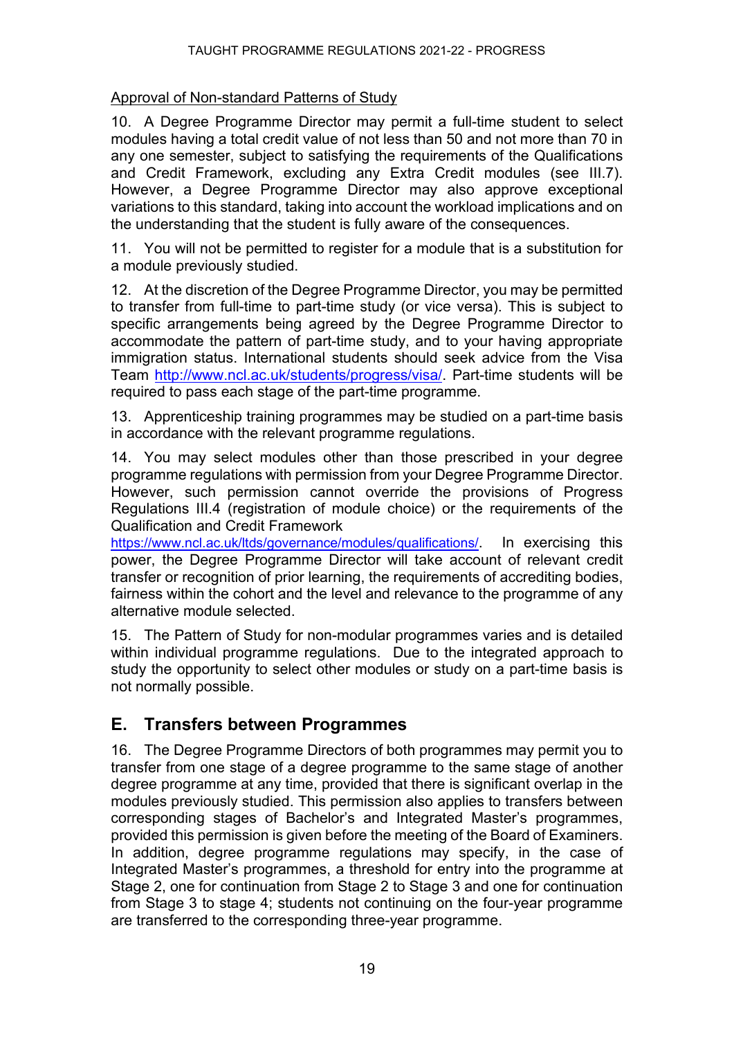Approval of Non-standard Patterns of Study

10. A Degree Programme Director may permit a full-time student to select modules having a total credit value of not less than 50 and not more than 70 in any one semester, subject to satisfying the requirements of the Qualifications and Credit Framework, excluding any Extra Credit modules (see III.7). However, a Degree Programme Director may also approve exceptional variations to this standard, taking into account the workload implications and on the understanding that the student is fully aware of the consequences.

11. You will not be permitted to register for a module that is a substitution for a module previously studied.

12. At the discretion of the Degree Programme Director, you may be permitted to transfer from full-time to part-time study (or vice versa). This is subject to specific arrangements being agreed by the Degree Programme Director to accommodate the pattern of part-time study, and to your having appropriate immigration status. International students should seek advice from the Visa Team http://www.ncl.ac.uk/students/progress/visa/. Part-time students will be required to pass each stage of the part-time programme.

13. Apprenticeship training programmes may be studied on a part-time basis in accordance with the relevant programme regulations.

14. You may select modules other than those prescribed in your degree programme regulations with permission from your Degree Programme Director. However, such permission cannot override the provisions of Progress Regulations III.4 (registration of module choice) or the requirements of the Qualification and Credit Framework https://www.ncl.ac.uk/ltds/governance/modules/qualifications/. In exercising this power, the Degree Programme Director will take account of relevant credit transfer or recognition of prior learning, the requirements of accrediting bodies, fairness within the cohort and the level and relevance to the programme of any alternative module selected.

15. The Pattern of Study for non-modular programmes varies and is detailed within individual programme regulations. Due to the integrated approach to study the opportunity to select other modules or study on a part-time basis is not normally possible.

## E. Transfers between Programmes

16. The Degree Programme Directors of both programmes may permit you to transfer from one stage of a degree programme to the same stage of another degree programme at any time, provided that there is significant overlap in the modules previously studied. This permission also applies to transfers between corresponding stages of Bachelor's and Integrated Master's programmes, provided this permission is given before the meeting of the Board of Examiners. In addition, degree programme regulations may specify, in the case of Integrated Master's programmes, a threshold for entry into the programme at Stage 2, one for continuation from Stage 2 to Stage 3 and one for continuation from Stage 3 to stage 4; students not continuing on the four-year programme are transferred to the corresponding three-year programme.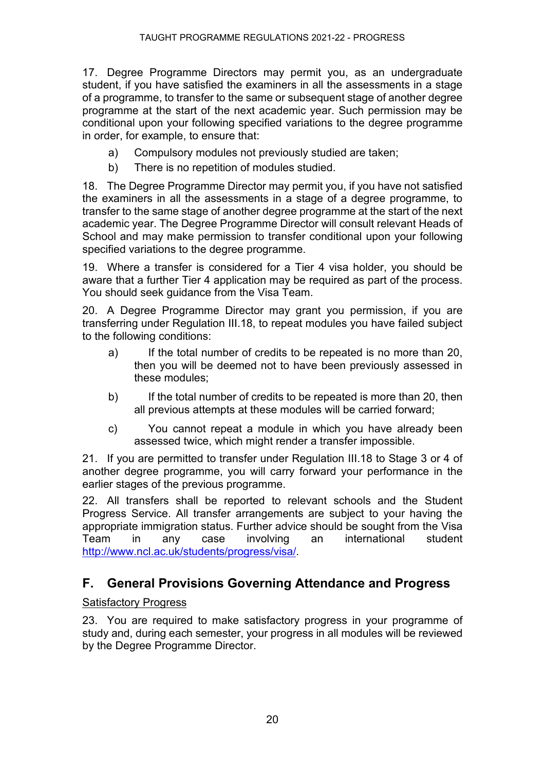17. Degree Programme Directors may permit you, as an undergraduate student, if you have satisfied the examiners in all the assessments in a stage of a programme, to transfer to the same or subsequent stage of another degree programme at the start of the next academic year. Such permission may be conditional upon your following specified variations to the degree programme in order, for example, to ensure that:

a) Compulsory modules not previously studied are taken;

b) There is no repetition of modules studied.

18. The Degree Programme Director may permit you, if you have not satisfied the examiners in all the assessments in a stage of a degree programme, to transfer to the same stage of another degree programme at the start of the next academic year. The Degree Programme Director will consult relevant Heads of School and may make permission to transfer conditional upon your following specified variations to the degree programme.

19. Where a transfer is considered for a Tier 4 visa holder, you should be aware that a further Tier 4 application may be required as part of the process. You should seek guidance from the Visa Team.

20. A Degree Programme Director may grant you permission, if you are transferring under Regulation III.18, to repeat modules you have failed subject to the following conditions:

a) If the total number of credits to be repeated is no more than 20, then you will be deemed not to have been previously assessed in these modules;

b) If the total number of credits to be repeated is more than 20, then all previous attempts at these modules will be carried forward;

c) You cannot repeat a module in which you have already been assessed twice, which might render a transfer impossible.

21. If you are permitted to transfer under Regulation III.18 to Stage 3 or 4 of another degree programme, you will carry forward your performance in the earlier stages of the previous programme.

22. All transfers shall be reported to relevant schools and the Student Progress Service. All transfer arrangements are subject to your having the appropriate immigration status. Further advice should be sought from the Visa Team in any case involving an international student http://www.ncl.ac.uk/students/progress/visa/.

## F. General Provisions Governing Attendance and Progress

Satisfactory Progress

23. You are required to make satisfactory progress in your programme of study and, during each semester, your progress in all modules will be reviewed by the Degree Programme Director.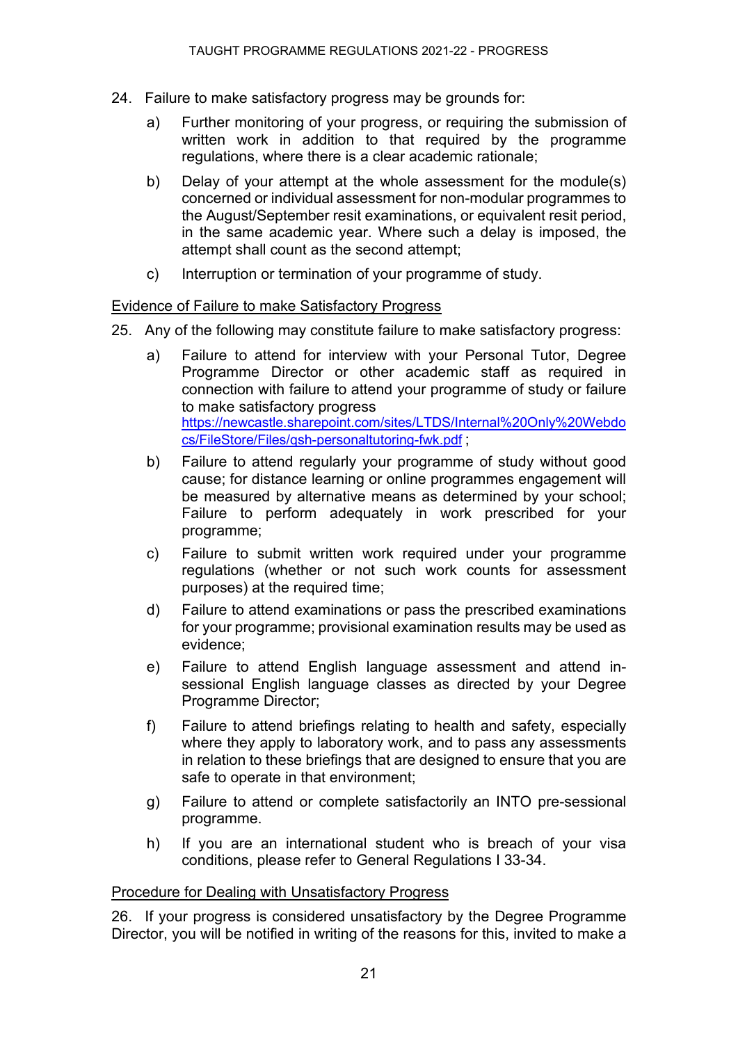24. Failure to make satisfactory progress may be grounds for:

    a) Further monitoring of your progress, or requiring the submission of written work in addition to that required by the programme regulations, where there is a clear academic rationale;

    b) Delay of your attempt at the whole assessment for the module(s) concerned or individual assessment for non-modular programmes to the August/September resit examinations, or equivalent resit period, in the same academic year. Where such a delay is imposed, the attempt shall count as the second attempt;

    c) Interruption or termination of your programme of study.

<u>Evidence of Failure to make Satisfactory Progress</u>

25. Any of the following may constitute failure to make satisfactory progress:

    a) Failure to attend for interview with your Personal Tutor, Degree Programme Director or other academic staff as required in connection with failure to attend your programme of study or failure to make satisfactory progress [https://newcastle.sharepoint.com/sites/LTDS/Internal%20Only%20Webdocs/FileStore/Files/qsh-personaltutoring-fwk.pdf](https://newcastle.sharepoint.com/sites/LTDS/Internal%20Only%20Webdocs/FileStore/Files/qsh-personaltutoring-fwk.pdf) ;

    b) Failure to attend regularly your programme of study without good cause; for distance learning or online programmes engagement will be measured by alternative means as determined by your school; Failure to perform adequately in work prescribed for your programme;

    c) Failure to submit written work required under your programme regulations (whether or not such work counts for assessment purposes) at the required time;

    d) Failure to attend examinations or pass the prescribed examinations for your programme; provisional examination results may be used as evidence;

    e) Failure to attend English language assessment and attend in-sessional English language classes as directed by your Degree Programme Director;

    f) Failure to attend briefings relating to health and safety, especially where they apply to laboratory work, and to pass any assessments in relation to these briefings that are designed to ensure that you are safe to operate in that environment;

    g) Failure to attend or complete satisfactorily an INTO pre-sessional programme.

    h) If you are an international student who is breach of your visa conditions, please refer to General Regulations I 33-34.

<u>Procedure for Dealing with Unsatisfactory Progress</u>

26. If your progress is considered unsatisfactory by the Degree Programme Director, you will be notified in writing of the reasons for this, invited to make a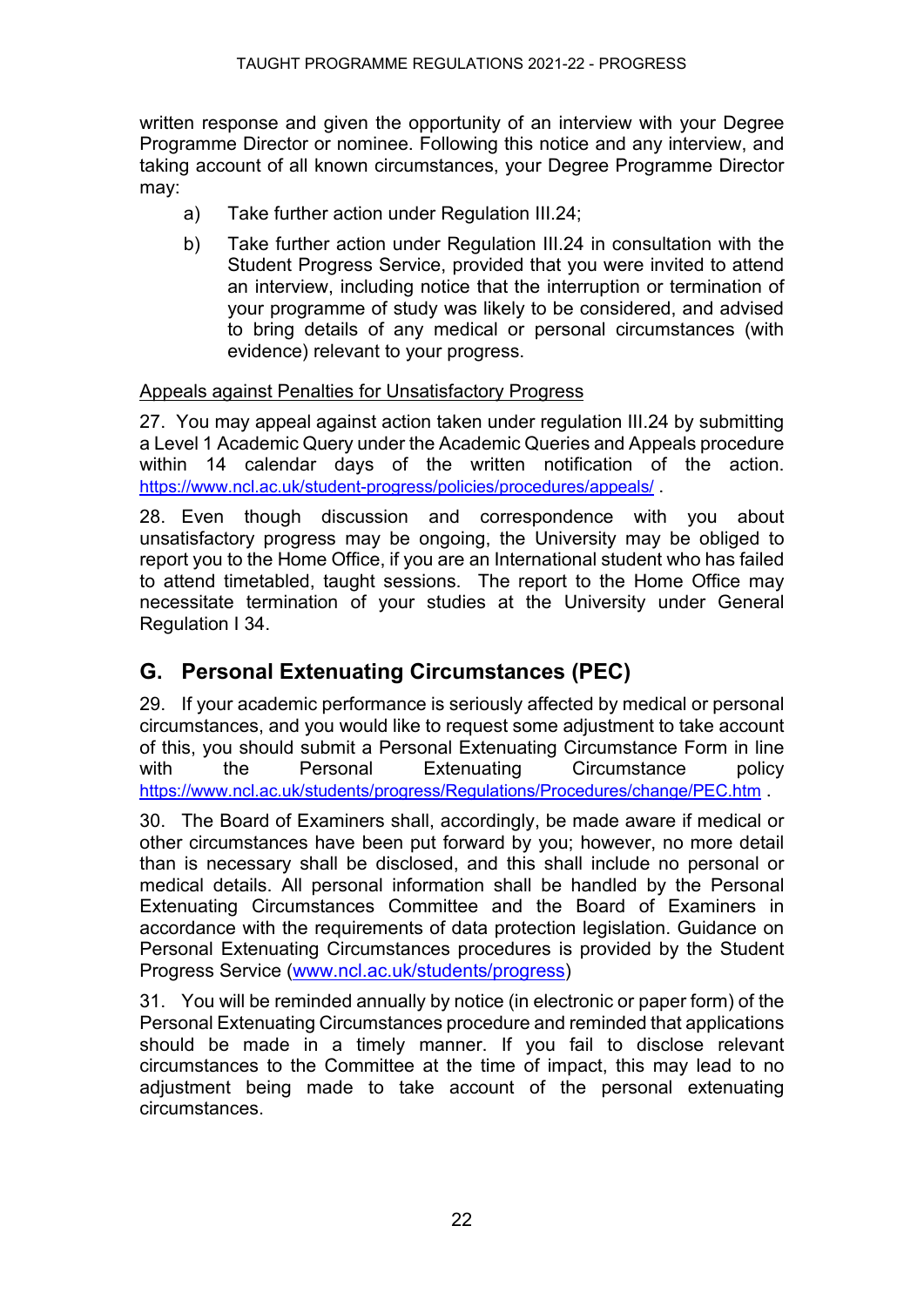written response and given the opportunity of an interview with your Degree Programme Director or nominee. Following this notice and any interview, and taking account of all known circumstances, your Degree Programme Director may:

a) Take further action under Regulation III.24;

b) Take further action under Regulation III.24 in consultation with the Student Progress Service, provided that you were invited to attend an interview, including notice that the interruption or termination of your programme of study was likely to be considered, and advised to bring details of any medical or personal circumstances (with evidence) relevant to your progress.

Appeals against Penalties for Unsatisfactory Progress

27. You may appeal against action taken under regulation III.24 by submitting a Level 1 Academic Query under the Academic Queries and Appeals procedure within 14 calendar days of the written notification of the action. https://www.ncl.ac.uk/student-progress/policies/procedures/appeals/ .

28. Even though discussion and correspondence with you about unsatisfactory progress may be ongoing, the University may be obliged to report you to the Home Office, if you are an International student who has failed to attend timetabled, taught sessions. The report to the Home Office may necessitate termination of your studies at the University under General Regulation I 34.

## G. Personal Extenuating Circumstances (PEC)

29. If your academic performance is seriously affected by medical or personal circumstances, and you would like to request some adjustment to take account of this, you should submit a Personal Extenuating Circumstance Form in line with the Personal Extenuating Circumstance policy https://www.ncl.ac.uk/students/progress/Regulations/Procedures/change/PEC.htm .

30. The Board of Examiners shall, accordingly, be made aware if medical or other circumstances have been put forward by you; however, no more detail than is necessary shall be disclosed, and this shall include no personal or medical details. All personal information shall be handled by the Personal Extenuating Circumstances Committee and the Board of Examiners in accordance with the requirements of data protection legislation. Guidance on Personal Extenuating Circumstances procedures is provided by the Student Progress Service (www.ncl.ac.uk/students/progress)

31. You will be reminded annually by notice (in electronic or paper form) of the Personal Extenuating Circumstances procedure and reminded that applications should be made in a timely manner. If you fail to disclose relevant circumstances to the Committee at the time of impact, this may lead to no adjustment being made to take account of the personal extenuating circumstances.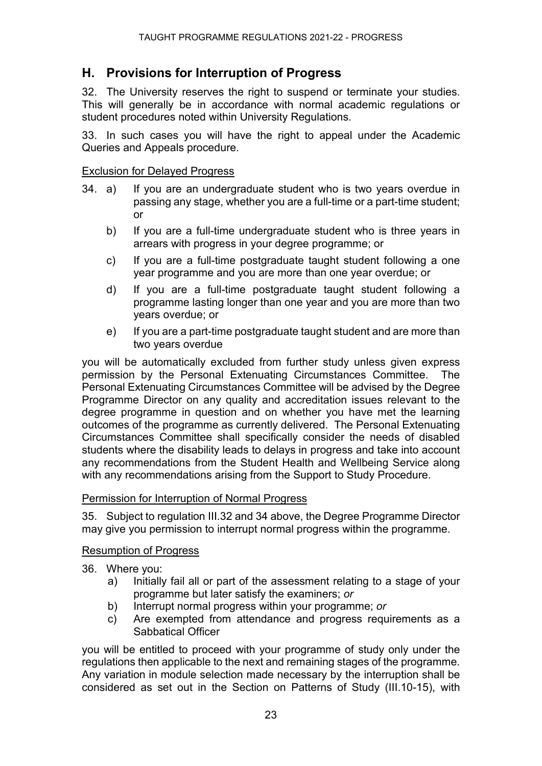## H. Provisions for Interruption of Progress

32. The University reserves the right to suspend or terminate your studies. This will generally be in accordance with normal academic regulations or student procedures noted within University Regulations.

33. In such cases you will have the right to appeal under the Academic Queries and Appeals procedure.

Exclusion for Delayed Progress

34. a) If you are an undergraduate student who is two years overdue in passing any stage, whether you are a full-time or a part-time student; or

    b) If you are a full-time undergraduate student who is three years in arrears with progress in your degree programme; or

    c) If you are a full-time postgraduate taught student following a one year programme and you are more than one year overdue; or

    d) If you are a full-time postgraduate taught student following a programme lasting longer than one year and you are more than two years overdue; or

    e) If you are a part-time postgraduate taught student and are more than two years overdue

you will be automatically excluded from further study unless given express permission by the Personal Extenuating Circumstances Committee. The Personal Extenuating Circumstances Committee will be advised by the Degree Programme Director on any quality and accreditation issues relevant to the degree programme in question and on whether you have met the learning outcomes of the programme as currently delivered. The Personal Extenuating Circumstances Committee shall specifically consider the needs of disabled students where the disability leads to delays in progress and take into account any recommendations from the Student Health and Wellbeing Service along with any recommendations arising from the Support to Study Procedure.

Permission for Interruption of Normal Progress

35. Subject to regulation III.32 and 34 above, the Degree Programme Director may give you permission to interrupt normal progress within the programme.

Resumption of Progress

36. Where you:

    a) Initially fail all or part of the assessment relating to a stage of your programme but later satisfy the examiners; *or*

    b) Interrupt normal progress within your programme; *or*

    c) Are exempted from attendance and progress requirements as a Sabbatical Officer

you will be entitled to proceed with your programme of study only under the regulations then applicable to the next and remaining stages of the programme. Any variation in module selection made necessary by the interruption shall be considered as set out in the Section on Patterns of Study (III.10-15), with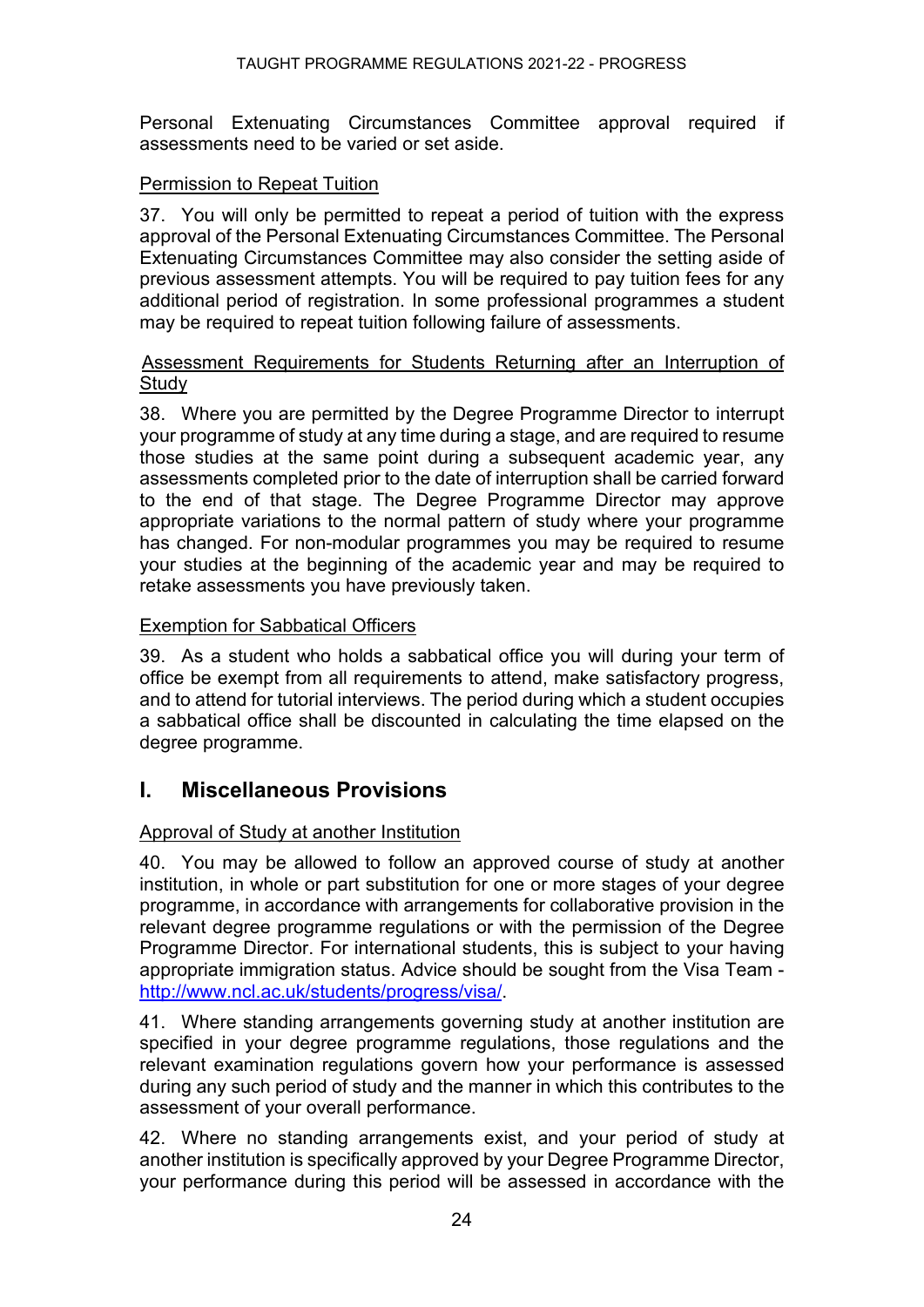Personal Extenuating Circumstances Committee approval required if assessments need to be varied or set aside.

Permission to Repeat Tuition

37. You will only be permitted to repeat a period of tuition with the express approval of the Personal Extenuating Circumstances Committee. The Personal Extenuating Circumstances Committee may also consider the setting aside of previous assessment attempts. You will be required to pay tuition fees for any additional period of registration. In some professional programmes a student may be required to repeat tuition following failure of assessments.

Assessment Requirements for Students Returning after an Interruption of Study

38. Where you are permitted by the Degree Programme Director to interrupt your programme of study at any time during a stage, and are required to resume those studies at the same point during a subsequent academic year, any assessments completed prior to the date of interruption shall be carried forward to the end of that stage. The Degree Programme Director may approve appropriate variations to the normal pattern of study where your programme has changed. For non-modular programmes you may be required to resume your studies at the beginning of the academic year and may be required to retake assessments you have previously taken.

Exemption for Sabbatical Officers

39. As a student who holds a sabbatical office you will during your term of office be exempt from all requirements to attend, make satisfactory progress, and to attend for tutorial interviews. The period during which a student occupies a sabbatical office shall be discounted in calculating the time elapsed on the degree programme.

## I. Miscellaneous Provisions

Approval of Study at another Institution

40. You may be allowed to follow an approved course of study at another institution, in whole or part substitution for one or more stages of your degree programme, in accordance with arrangements for collaborative provision in the relevant degree programme regulations or with the permission of the Degree Programme Director. For international students, this is subject to your having appropriate immigration status. Advice should be sought from the Visa Team - http://www.ncl.ac.uk/students/progress/visa/.

41. Where standing arrangements governing study at another institution are specified in your degree programme regulations, those regulations and the relevant examination regulations govern how your performance is assessed during any such period of study and the manner in which this contributes to the assessment of your overall performance.

42. Where no standing arrangements exist, and your period of study at another institution is specifically approved by your Degree Programme Director, your performance during this period will be assessed in accordance with the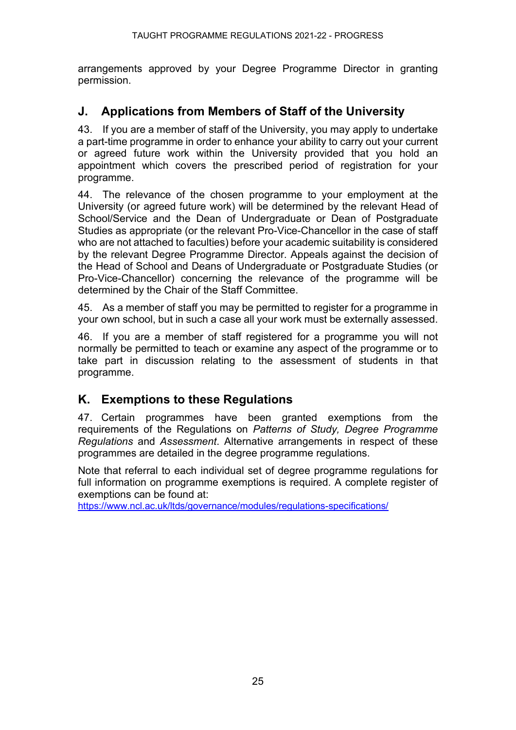arrangements approved by your Degree Programme Director in granting permission.

## J. Applications from Members of Staff of the University

43. If you are a member of staff of the University, you may apply to undertake a part-time programme in order to enhance your ability to carry out your current or agreed future work within the University provided that you hold an appointment which covers the prescribed period of registration for your programme.

44. The relevance of the chosen programme to your employment at the University (or agreed future work) will be determined by the relevant Head of School/Service and the Dean of Undergraduate or Dean of Postgraduate Studies as appropriate (or the relevant Pro-Vice-Chancellor in the case of staff who are not attached to faculties) before your academic suitability is considered by the relevant Degree Programme Director. Appeals against the decision of the Head of School and Deans of Undergraduate or Postgraduate Studies (or Pro-Vice-Chancellor) concerning the relevance of the programme will be determined by the Chair of the Staff Committee.

45. As a member of staff you may be permitted to register for a programme in your own school, but in such a case all your work must be externally assessed.

46. If you are a member of staff registered for a programme you will not normally be permitted to teach or examine any aspect of the programme or to take part in discussion relating to the assessment of students in that programme.

## K. Exemptions to these Regulations

47. Certain programmes have been granted exemptions from the requirements of the Regulations on *Patterns of Study, Degree Programme Regulations* and *Assessment*. Alternative arrangements in respect of these programmes are detailed in the degree programme regulations.

Note that referral to each individual set of degree programme regulations for full information on programme exemptions is required. A complete register of exemptions can be found at:
https://www.ncl.ac.uk/ltds/governance/modules/regulations-specifications/